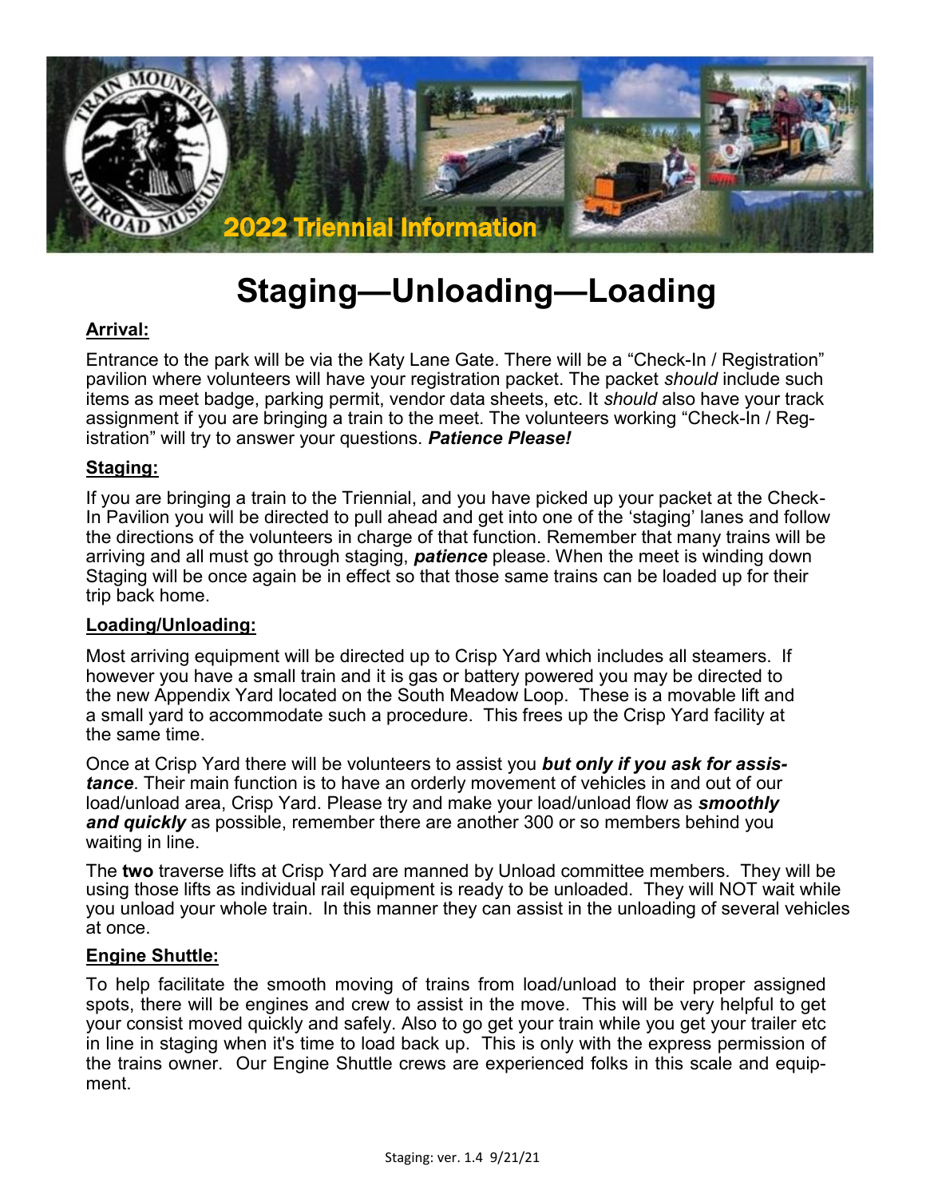2022 Triennial Information

# Staging—Unloading—Loading

**Arrival:**

Entrance to the park will be via the Katy Lane Gate. There will be a "Check-In / Registration" pavilion where volunteers will have your registration packet. The packet *should* include such items as meet badge, parking permit, vendor data sheets, etc. It *should* also have your track assignment if you are bringing a train to the meet. The volunteers working "Check-In / Registration" will try to answer your questions. ***Patience Please!***

**Staging:**

If you are bringing a train to the Triennial, and you have picked up your packet at the Check-In Pavilion you will be directed to pull ahead and get into one of the 'staging' lanes and follow the directions of the volunteers in charge of that function. Remember that many trains will be arriving and all must go through staging, ***patience*** please. When the meet is winding down Staging will be once again be in effect so that those same trains can be loaded up for their trip back home.

**Loading/Unloading:**

Most arriving equipment will be directed up to Crisp Yard which includes all steamers. If however you have a small train and it is gas or battery powered you may be directed to the new Appendix Yard located on the South Meadow Loop. These is a movable lift and a small yard to accommodate such a procedure. This frees up the Crisp Yard facility at the same time.

Once at Crisp Yard there will be volunteers to assist you ***but only if you ask for assistance***. Their main function is to have an orderly movement of vehicles in and out of our load/unload area, Crisp Yard. Please try and make your load/unload flow as ***smoothly and quickly*** as possible, remember there are another 300 or so members behind you waiting in line.

The **two** traverse lifts at Crisp Yard are manned by Unload committee members. They will be using those lifts as individual rail equipment is ready to be unloaded. They will NOT wait while you unload your whole train. In this manner they can assist in the unloading of several vehicles at once.

**Engine Shuttle:**

To help facilitate the smooth moving of trains from load/unload to their proper assigned spots, there will be engines and crew to assist in the move. This will be very helpful to get your consist moved quickly and safely. Also to go get your train while you get your trailer etc in line in staging when it's time to load back up. This is only with the express permission of the trains owner. Our Engine Shuttle crews are experienced folks in this scale and equipment.

Staging: ver. 1.4 9/21/21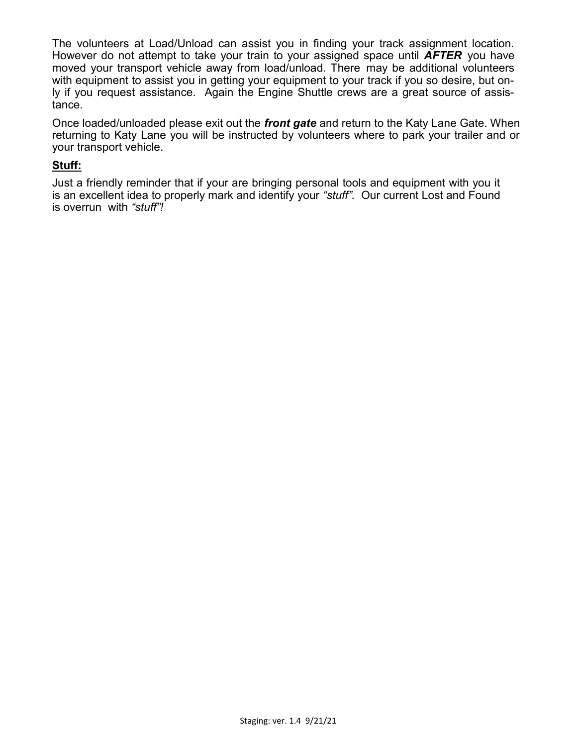The volunteers at Load/Unload can assist you in finding your track assignment location. However do not attempt to take your train to your assigned space until ***AFTER*** you have moved your transport vehicle away from load/unload. There may be additional volunteers with equipment to assist you in getting your equipment to your track if you so desire, but only if you request assistance. Again the Engine Shuttle crews are a great source of assistance.

Once loaded/unloaded please exit out the ***front gate*** and return to the Katy Lane Gate. When returning to Katy Lane you will be instructed by volunteers where to park your trailer and or your transport vehicle.

**Stuff:**

Just a friendly reminder that if your are bringing personal tools and equipment with you it is an excellent idea to properly mark and identify your *"stuff".* Our current Lost and Found is overrun with *"stuff"!*